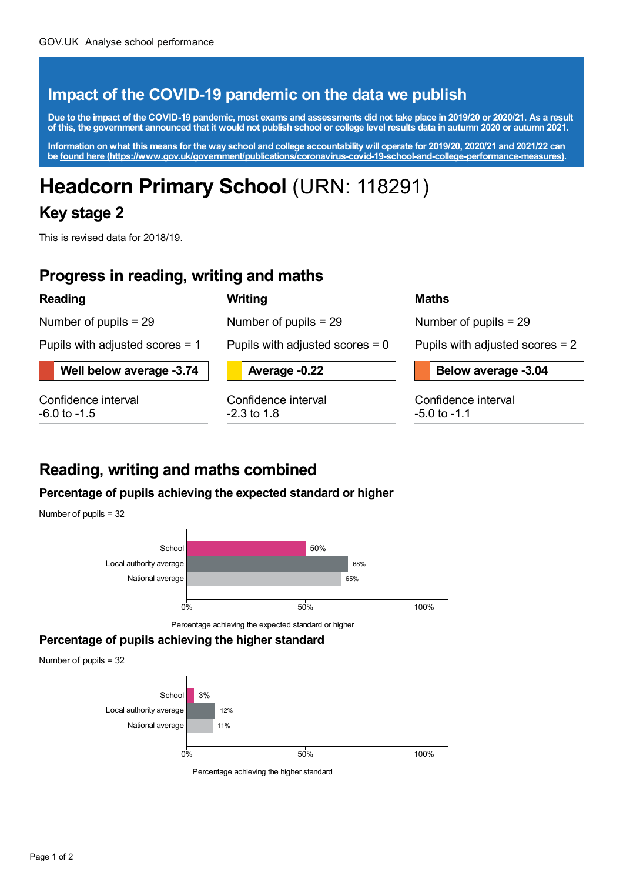GOV.UK Analyse school performance

## Impact of the COVID-19 pandemic on the data we publish

**Due to the impact of the COVID-19 pandemic, most exams and assessments did not take place in 2019/20 or 2020/21. As a result of this, the government announced that it would not publish school or college level results data in autumn 2020 or autumn 2021.**

**Information on what this means for the way school and college accountability will operate for 2019/20, 2020/21 and 2021/22 can be found here (https://www.gov.uk/government/publications/coronavirus-covid-19-school-and-college-performance-measures).**

# **Headcorn Primary School** (URN: 118291)

## Key stage 2

This is revised data for 2018/19.

## Progress in reading, writing and maths

### Reading

Number of pupils = 29

Pupils with adjusted scores = 1

**Well below average -3.74**

Confidence interval
-6.0 to -1.5

### Writing

Number of pupils = 29

Pupils with adjusted scores = 0

**Average -0.22**

Confidence interval
-2.3 to 1.8

### Maths

Number of pupils = 29

Pupils with adjusted scores = 2

**Below average -3.04**

Confidence interval
-5.0 to -1.1

## Reading, writing and maths combined

### Percentage of pupils achieving the expected standard or higher

Number of pupils = 32

| | Percentage achieving the expected standard or higher |
|---|---|
| School | 50% |
| Local authority average | 68% |
| National average | 65% |

### Percentage of pupils achieving the higher standard

Number of pupils = 32

| | Percentage achieving the higher standard |
|---|---|
| School | 3% |
| Local authority average | 12% |
| National average | 11% |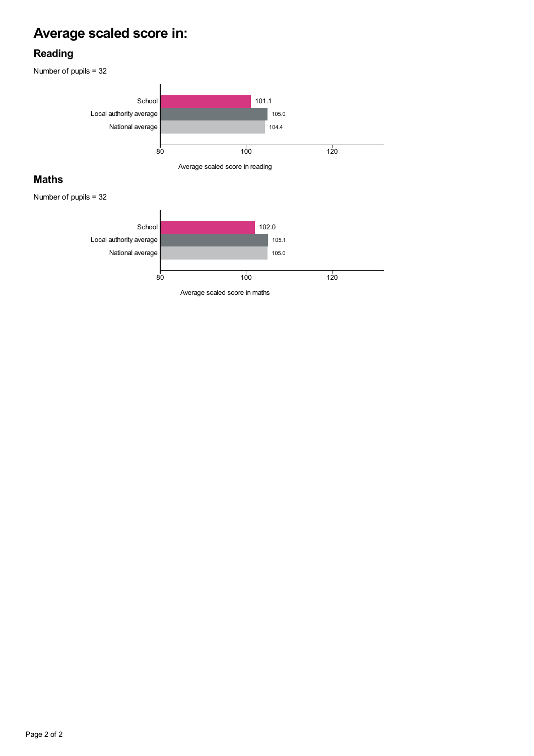# Average scaled score in:

## Reading

Number of pupils = 32

School
101.1
Local authority average
105.0
National average
104.4

80
100
120

Average scaled score in reading

## Maths

Number of pupils = 32

School
102.0
Local authority average
105.1
National average
105.0

80
100
120

Average scaled score in maths